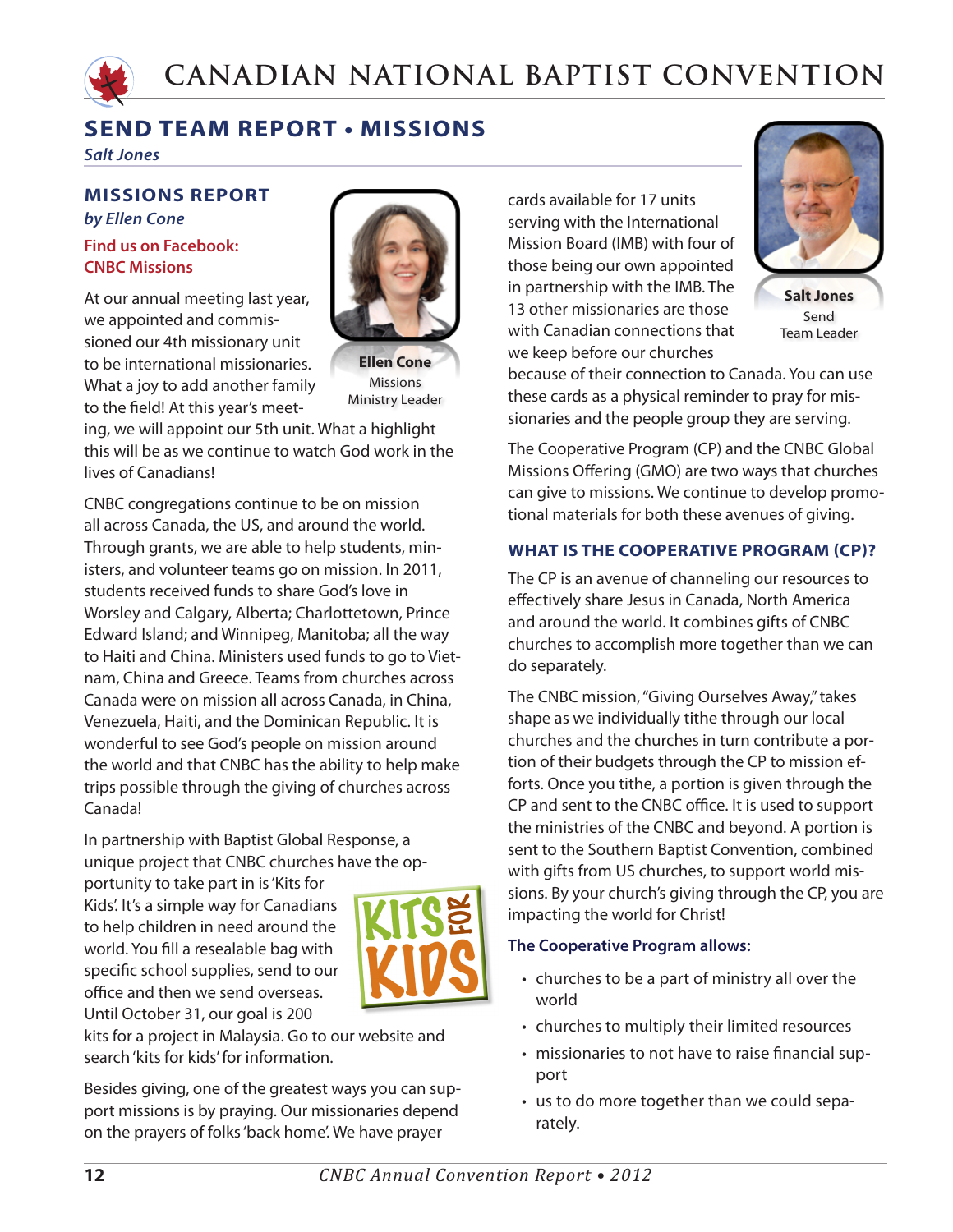# CANADIAN NATIONAL BAPTIST CONVENTION

## SEND TEAM REPORT • MISSIONS

*Salt Jones*

### MISSIONS REPORT

*by Ellen Cone*

**Find us on Facebook: CNBC Missions**

**Ellen Cone**
Missions Ministry Leader

At our annual meeting last year, we appointed and commissioned our 4th missionary unit to be international missionaries. What a joy to add another family to the field! At this year's meeting, we will appoint our 5th unit. What a highlight this will be as we continue to watch God work in the lives of Canadians!

CNBC congregations continue to be on mission all across Canada, the US, and around the world. Through grants, we are able to help students, ministers, and volunteer teams go on mission. In 2011, students received funds to share God's love in Worsley and Calgary, Alberta; Charlottetown, Prince Edward Island; and Winnipeg, Manitoba; all the way to Haiti and China. Ministers used funds to go to Vietnam, China and Greece. Teams from churches across Canada were on mission all across Canada, in China, Venezuela, Haiti, and the Dominican Republic. It is wonderful to see God's people on mission around the world and that CNBC has the ability to help make trips possible through the giving of churches across Canada!

In partnership with Baptist Global Response, a unique project that CNBC churches have the opportunity to take part in is 'Kits for Kids'. It's a simple way for Canadians to help children in need around the world. You fill a resealable bag with specific school supplies, send to our office and then we send overseas. Until October 31, our goal is 200 kits for a project in Malaysia. Go to our website and search 'kits for kids' for information.

Besides giving, one of the greatest ways you can support missions is by praying. Our missionaries depend on the prayers of folks 'back home'. We have prayer cards available for 17 units serving with the International Mission Board (IMB) with four of those being our own appointed in partnership with the IMB. The 13 other missionaries are those with Canadian connections that we keep before our churches because of their connection to Canada. You can use these cards as a physical reminder to pray for missionaries and the people group they are serving.

**Salt Jones**
Send Team Leader

The Cooperative Program (CP) and the CNBC Global Missions Offering (GMO) are two ways that churches can give to missions. We continue to develop promotional materials for both these avenues of giving.

### WHAT IS THE COOPERATIVE PROGRAM (CP)?

The CP is an avenue of channeling our resources to effectively share Jesus in Canada, North America and around the world. It combines gifts of CNBC churches to accomplish more together than we can do separately.

The CNBC mission, "Giving Ourselves Away," takes shape as we individually tithe through our local churches and the churches in turn contribute a portion of their budgets through the CP to mission efforts. Once you tithe, a portion is given through the CP and sent to the CNBC office. It is used to support the ministries of the CNBC and beyond. A portion is sent to the Southern Baptist Convention, combined with gifts from US churches, to support world missions. By your church's giving through the CP, you are impacting the world for Christ!

**The Cooperative Program allows:**

- churches to be a part of ministry all over the world
- churches to multiply their limited resources
- missionaries to not have to raise financial support
- us to do more together than we could separately.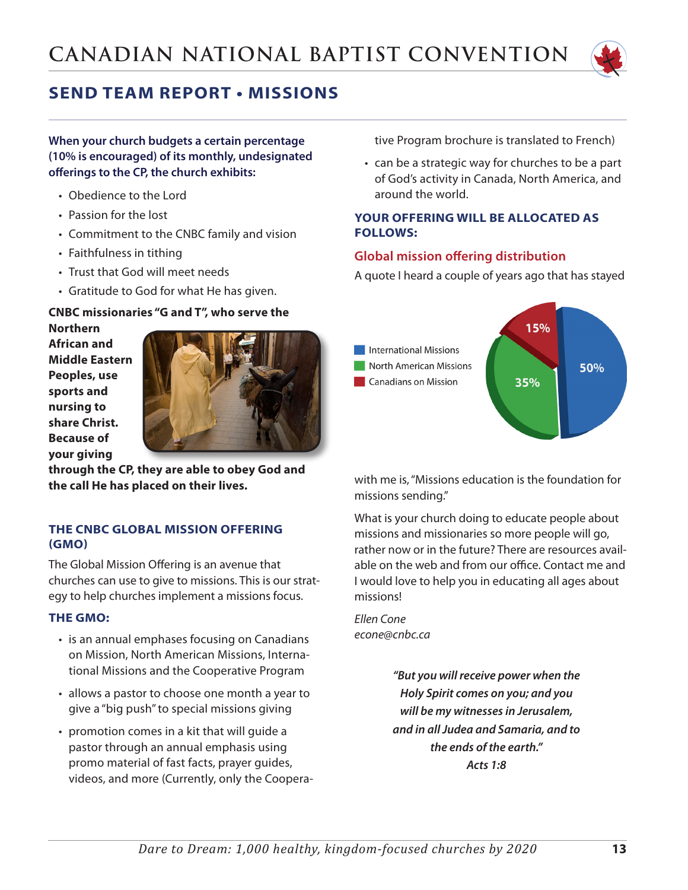# CANADIAN NATIONAL BAPTIST CONVENTION

## SEND TEAM REPORT • MISSIONS

**When your church budgets a certain percentage (10% is encouraged) of its monthly, undesignated offerings to the CP, the church exhibits:**

- Obedience to the Lord
- Passion for the lost
- Commitment to the CNBC family and vision
- Faithfulness in tithing
- Trust that God will meet needs
- Gratitude to God for what He has given.

**CNBC missionaries "G and T", who serve the Northern African and Middle Eastern Peoples, use sports and nursing to share Christ. Because of your giving through the CP, they are able to obey God and the call He has placed on their lives.**

### THE CNBC GLOBAL MISSION OFFERING (GMO)

The Global Mission Offering is an avenue that churches can use to give to missions. This is our strategy to help churches implement a missions focus.

### THE GMO:

- is an annual emphases focusing on Canadians on Mission, North American Missions, International Missions and the Cooperative Program
- allows a pastor to choose one month a year to give a "big push" to special missions giving
- promotion comes in a kit that will guide a pastor through an annual emphasis using promo material of fast facts, prayer guides, videos, and more (Currently, only the Cooperative Program brochure is translated to French)
- can be a strategic way for churches to be a part of God's activity in Canada, North America, and around the world.

### YOUR OFFERING WILL BE ALLOCATED AS FOLLOWS:

#### Global mission offering distribution

International Missions
North American Missions
Canadians on Mission
15%
50%
35%

A quote I heard a couple of years ago that has stayed with me is, "Missions education is the foundation for missions sending."

What is your church doing to educate people about missions and missionaries so more people will go, rather now or in the future? There are resources available on the web and from our office. Contact me and I would love to help you in educating all ages about missions!

*Ellen Cone*
*econe@cnbc.ca*

*"But you will receive power when the Holy Spirit comes on you; and you will be my witnesses in Jerusalem, and in all Judea and Samaria, and to the ends of the earth."*
*Acts 1:8*